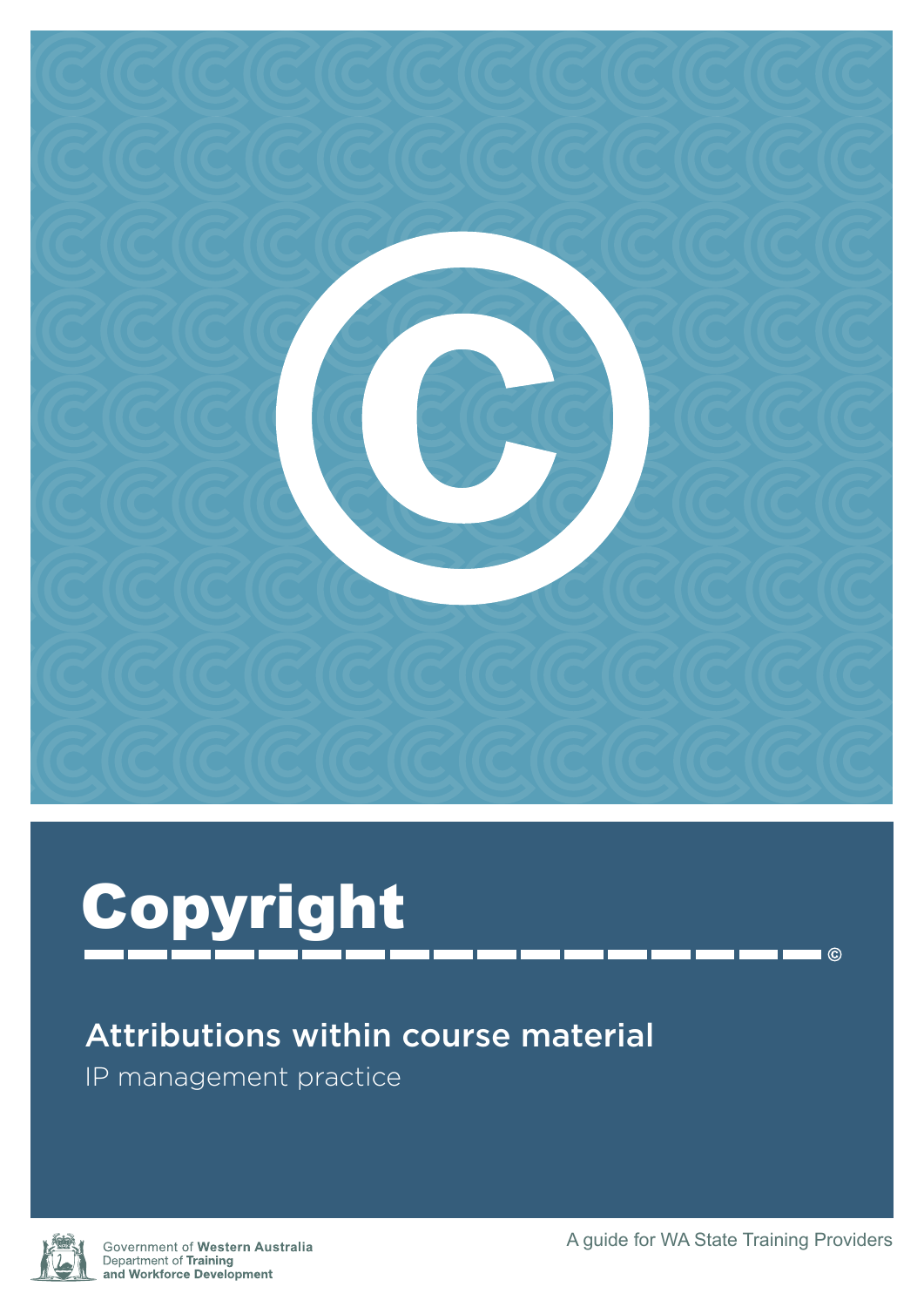# Copyright

## Attributions within course material

IP management practice

Government of **Western Australia**
Department of **Training and Workforce Development**

A guide for WA State Training Providers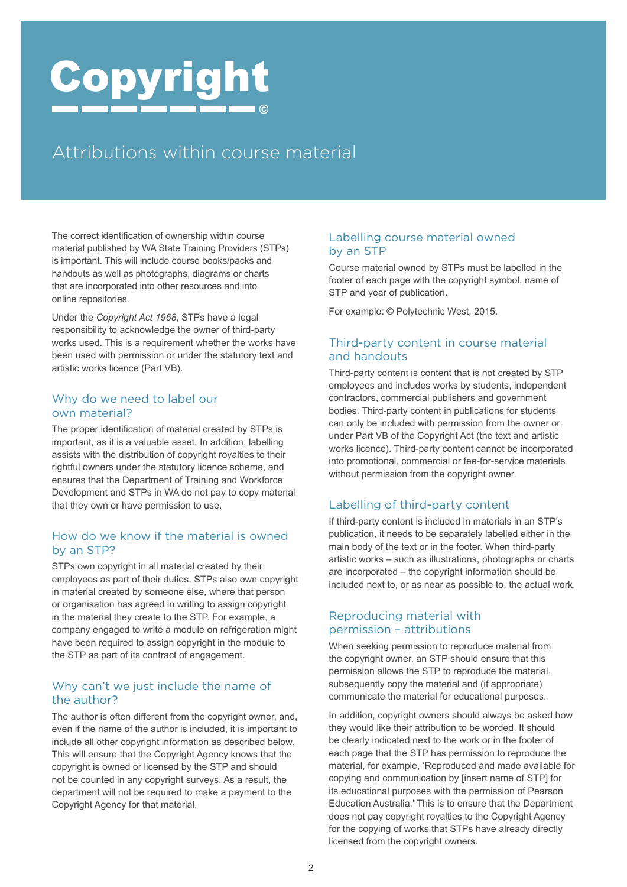# Copyright

## Attributions within course material

The correct identification of ownership within course material published by WA State Training Providers (STPs) is important. This will include course books/packs and handouts as well as photographs, diagrams or charts that are incorporated into other resources and into online repositories.

Under the *Copyright Act 1968*, STPs have a legal responsibility to acknowledge the owner of third-party works used. This is a requirement whether the works have been used with permission or under the statutory text and artistic works licence (Part VB).

### Why do we need to label our own material?

The proper identification of material created by STPs is important, as it is a valuable asset. In addition, labelling assists with the distribution of copyright royalties to their rightful owners under the statutory licence scheme, and ensures that the Department of Training and Workforce Development and STPs in WA do not pay to copy material that they own or have permission to use.

### How do we know if the material is owned by an STP?

STPs own copyright in all material created by their employees as part of their duties. STPs also own copyright in material created by someone else, where that person or organisation has agreed in writing to assign copyright in the material they create to the STP. For example, a company engaged to write a module on refrigeration might have been required to assign copyright in the module to the STP as part of its contract of engagement.

### Why can't we just include the name of the author?

The author is often different from the copyright owner, and, even if the name of the author is included, it is important to include all other copyright information as described below. This will ensure that the Copyright Agency knows that the copyright is owned or licensed by the STP and should not be counted in any copyright surveys. As a result, the department will not be required to make a payment to the Copyright Agency for that material.

### Labelling course material owned by an STP

Course material owned by STPs must be labelled in the footer of each page with the copyright symbol, name of STP and year of publication.

For example: © Polytechnic West, 2015.

### Third-party content in course material and handouts

Third-party content is content that is not created by STP employees and includes works by students, independent contractors, commercial publishers and government bodies. Third-party content in publications for students can only be included with permission from the owner or under Part VB of the Copyright Act (the text and artistic works licence). Third-party content cannot be incorporated into promotional, commercial or fee-for-service materials without permission from the copyright owner.

### Labelling of third-party content

If third-party content is included in materials in an STP's publication, it needs to be separately labelled either in the main body of the text or in the footer. When third-party artistic works – such as illustrations, photographs or charts are incorporated – the copyright information should be included next to, or as near as possible to, the actual work.

### Reproducing material with permission – attributions

When seeking permission to reproduce material from the copyright owner, an STP should ensure that this permission allows the STP to reproduce the material, subsequently copy the material and (if appropriate) communicate the material for educational purposes.

In addition, copyright owners should always be asked how they would like their attribution to be worded. It should be clearly indicated next to the work or in the footer of each page that the STP has permission to reproduce the material, for example, 'Reproduced and made available for copying and communication by [insert name of STP] for its educational purposes with the permission of Pearson Education Australia.' This is to ensure that the Department does not pay copyright royalties to the Copyright Agency for the copying of works that STPs have already directly licensed from the copyright owners.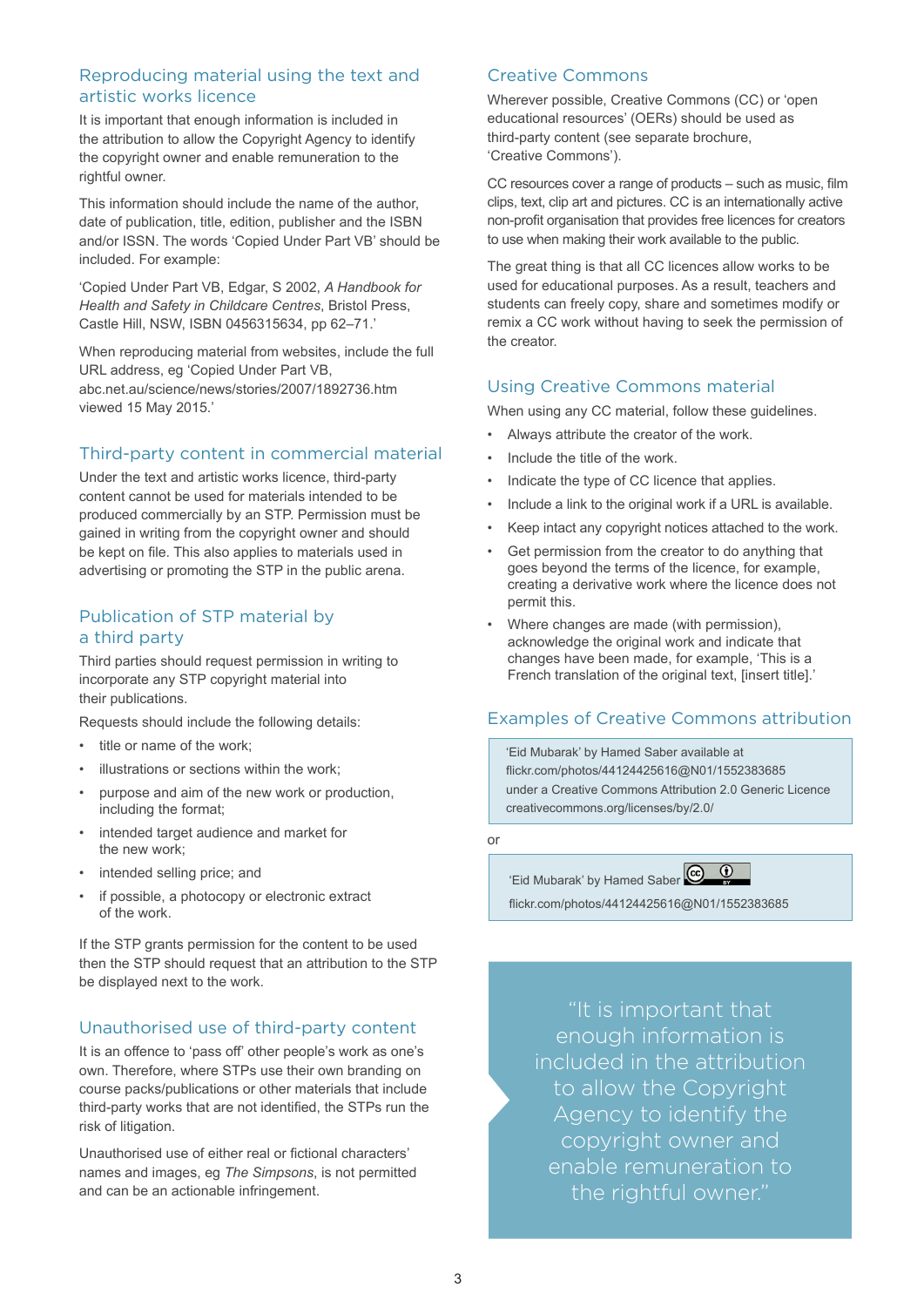## Reproducing material using the text and artistic works licence

It is important that enough information is included in the attribution to allow the Copyright Agency to identify the copyright owner and enable remuneration to the rightful owner.

This information should include the name of the author, date of publication, title, edition, publisher and the ISBN and/or ISSN. The words 'Copied Under Part VB' should be included. For example:

'Copied Under Part VB, Edgar, S 2002, *A Handbook for Health and Safety in Childcare Centres*, Bristol Press, Castle Hill, NSW, ISBN 0456315634, pp 62–71.'

When reproducing material from websites, include the full URL address, eg 'Copied Under Part VB, abc.net.au/science/news/stories/2007/1892736.htm viewed 15 May 2015.'

## Third-party content in commercial material

Under the text and artistic works licence, third-party content cannot be used for materials intended to be produced commercially by an STP. Permission must be gained in writing from the copyright owner and should be kept on file. This also applies to materials used in advertising or promoting the STP in the public arena.

## Publication of STP material by a third party

Third parties should request permission in writing to incorporate any STP copyright material into their publications.

Requests should include the following details:

- title or name of the work;
- illustrations or sections within the work;
- purpose and aim of the new work or production, including the format;
- intended target audience and market for the new work;
- intended selling price; and
- if possible, a photocopy or electronic extract of the work.

If the STP grants permission for the content to be used then the STP should request that an attribution to the STP be displayed next to the work.

## Unauthorised use of third-party content

It is an offence to 'pass off' other people's work as one's own. Therefore, where STPs use their own branding on course packs/publications or other materials that include third-party works that are not identified, the STPs run the risk of litigation.

Unauthorised use of either real or fictional characters' names and images, eg *The Simpsons*, is not permitted and can be an actionable infringement.

## Creative Commons

Wherever possible, Creative Commons (CC) or 'open educational resources' (OERs) should be used as third-party content (see separate brochure, 'Creative Commons').

CC resources cover a range of products – such as music, film clips, text, clip art and pictures. CC is an internationally active non-profit organisation that provides free licences for creators to use when making their work available to the public.

The great thing is that all CC licences allow works to be used for educational purposes. As a result, teachers and students can freely copy, share and sometimes modify or remix a CC work without having to seek the permission of the creator.

## Using Creative Commons material

When using any CC material, follow these guidelines.

- Always attribute the creator of the work.
- Include the title of the work.
- Indicate the type of CC licence that applies.
- Include a link to the original work if a URL is available.
- Keep intact any copyright notices attached to the work.
- Get permission from the creator to do anything that goes beyond the terms of the licence, for example, creating a derivative work where the licence does not permit this.
- Where changes are made (with permission), acknowledge the original work and indicate that changes have been made, for example, 'This is a French translation of the original text, [insert title].'

## Examples of Creative Commons attribution

> 'Eid Mubarak' by Hamed Saber available at flickr.com/photos/44124425616@N01/1552383685 under a Creative Commons Attribution 2.0 Generic Licence creativecommons.org/licenses/by/2.0/

or

> 'Eid Mubarak' by Hamed Saber (CC BY)
> flickr.com/photos/44124425616@N01/1552383685

"It is important that enough information is included in the attribution to allow the Copyright Agency to identify the copyright owner and enable remuneration to the rightful owner."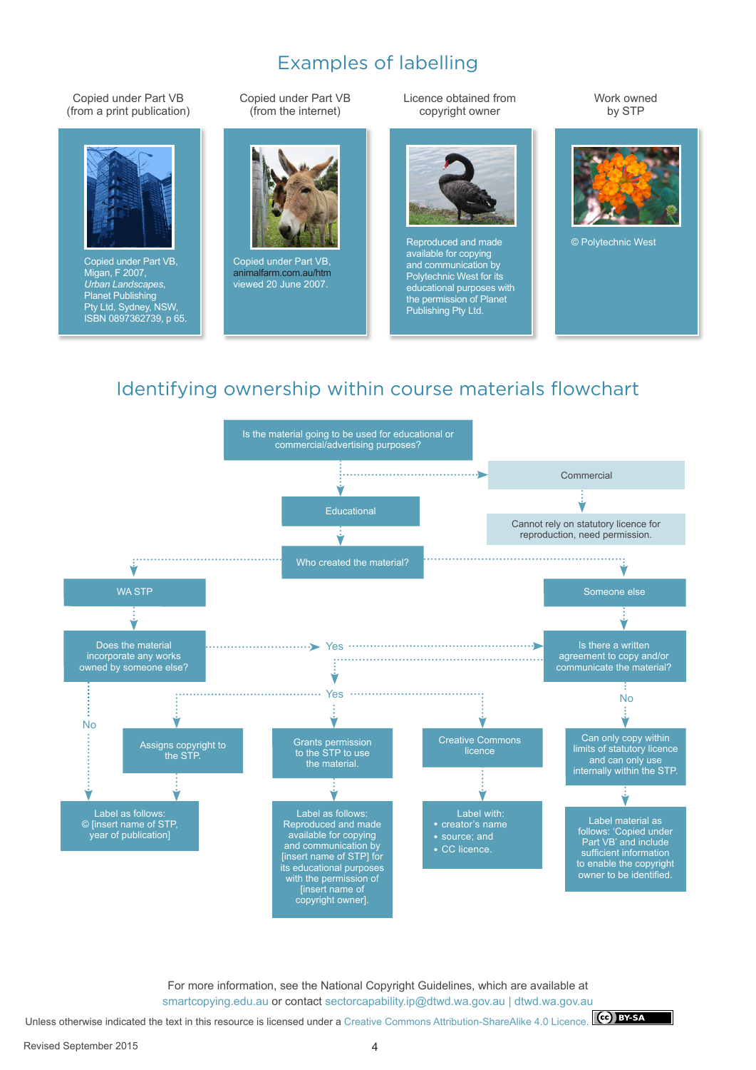## Examples of labelling

**Copied under Part VB (from a print publication)**

Copied under Part VB, Migan, F 2007, *Urban Landscapes*, Planet Publishing Pty Ltd, Sydney, NSW, ISBN 0897362739, p 65.

**Copied under Part VB (from the internet)**

Copied under Part VB, animalfarm.com.au/htm viewed 20 June 2007.

**Licence obtained from copyright owner**

Reproduced and made available for copying and communication by Polytechnic West for its educational purposes with the permission of Planet Publishing Pty Ltd.

**Work owned by STP**

© Polytechnic West

## Identifying ownership within course materials flowchart

Is the material going to be used for educational or commercial/advertising purposes?

Commercial

Cannot rely on statutory licence for reproduction, need permission.

Educational

Who created the material?

WA STP

Someone else

Does the material incorporate any works owned by someone else?

Yes

Is there a written agreement to copy and/or communicate the material?

Yes

No

No

Assigns copyright to the STP.

Grants permission to the STP to use the material.

Creative Commons licence

Can only copy within limits of statutory licence and can only use internally within the STP.

Label as follows: © [insert name of STP, year of publication]

Label as follows: Reproduced and made available for copying and communication by [insert name of STP] for its educational purposes with the permission of [insert name of copyright owner].

Label with:
- creator's name
- source; and
- CC licence.

Label material as follows: 'Copied under Part VB' and include sufficient information to enable the copyright owner to be identified.

For more information, see the National Copyright Guidelines, which are available at smartcopying.edu.au or contact sectorcapability.ip@dtwd.wa.gov.au | dtwd.wa.gov.au

Unless otherwise indicated the text in this resource is licensed under a Creative Commons Attribution-ShareAlike 4.0 Licence.

Revised September 2015